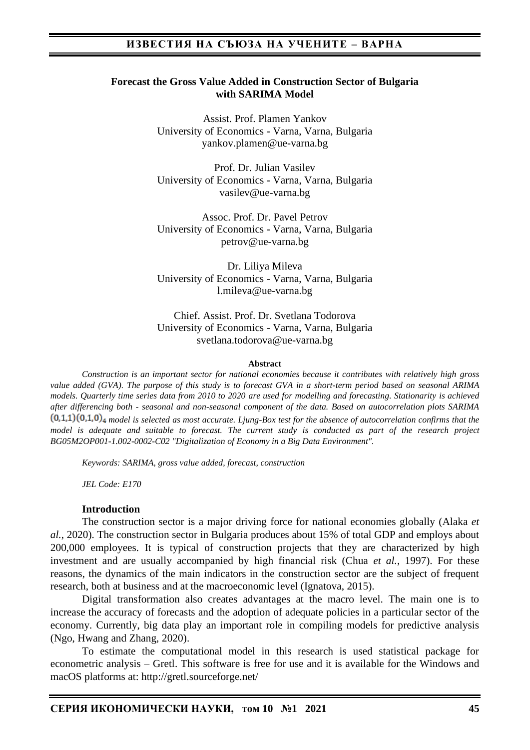# Forecast the Gross Value Added in Construction Sector of Bulgaria with SARIMA Model

Assist. Prof. Plamen Yankov
University of Economics - Varna, Varna, Bulgaria
yankov.plamen@ue-varna.bg

Prof. Dr. Julian Vasilev
University of Economics - Varna, Varna, Bulgaria
vasilev@ue-varna.bg

Assoc. Prof. Dr. Pavel Petrov
University of Economics - Varna, Varna, Bulgaria
petrov@ue-varna.bg

Dr. Liliya Mileva
University of Economics - Varna, Varna, Bulgaria
l.mileva@ue-varna.bg

Chief. Assist. Prof. Dr. Svetlana Todorova
University of Economics - Varna, Varna, Bulgaria
svetlana.todorova@ue-varna.bg

**Abstract**

*Construction is an important sector for national economies because it contributes with relatively high gross value added (GVA). The purpose of this study is to forecast GVA in a short-term period based on seasonal ARIMA models. Quarterly time series data from 2010 to 2020 are used for modelling and forecasting. Stationarity is achieved after differencing both - seasonal and non-seasonal component of the data. Based on autocorrelation plots SARIMA* $(0,1,1)(0,1,0)_4$ *model is selected as most accurate. Ljung-Box test for the absence of autocorrelation confirms that the model is adequate and suitable to forecast. The current study is conducted as part of the research project BG05M2OP001-1.002-0002-C02 "Digitalization of Economy in a Big Data Environment".*

*Keywords: SARIMA, gross value added, forecast, construction*

*JEL Code: E170*

## Introduction

The construction sector is a major driving force for national economies globally (Alaka *et al.*, 2020). The construction sector in Bulgaria produces about 15% of total GDP and employs about 200,000 employees. It is typical of construction projects that they are characterized by high investment and are usually accompanied by high financial risk (Chua *et al.*, 1997). For these reasons, the dynamics of the main indicators in the construction sector are the subject of frequent research, both at business and at the macroeconomic level (Ignatova, 2015).

Digital transformation also creates advantages at the macro level. The main one is to increase the accuracy of forecasts and the adoption of adequate policies in a particular sector of the economy. Currently, big data play an important role in compiling models for predictive analysis (Ngo, Hwang and Zhang, 2020).

To estimate the computational model in this research is used statistical package for econometric analysis – Gretl. This software is free for use and it is available for the Windows and macOS platforms at: http://gretl.sourceforge.net/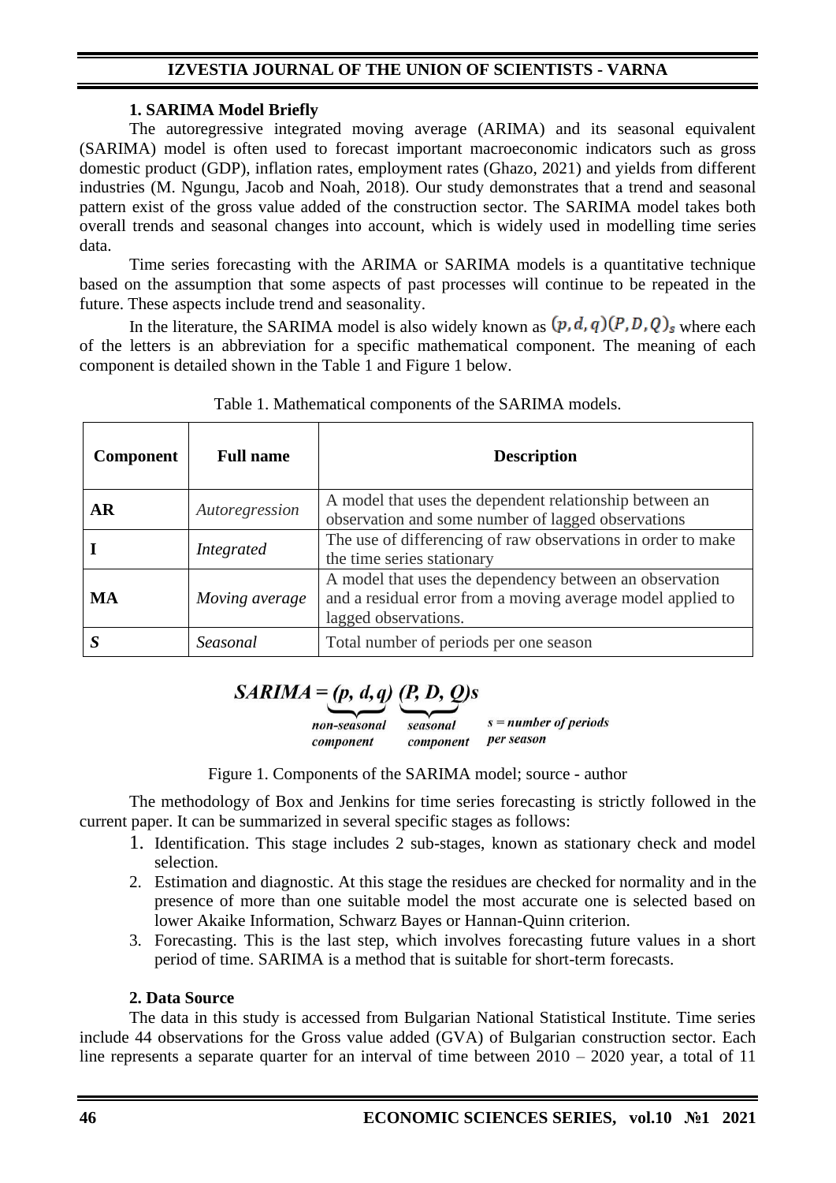### 1. SARIMA Model Briefly

The autoregressive integrated moving average (ARIMA) and its seasonal equivalent (SARIMA) model is often used to forecast important macroeconomic indicators such as gross domestic product (GDP), inflation rates, employment rates (Ghazo, 2021) and yields from different industries (M. Ngungu, Jacob and Noah, 2018). Our study demonstrates that a trend and seasonal pattern exist of the gross value added of the construction sector. The SARIMA model takes both overall trends and seasonal changes into account, which is widely used in modelling time series data.

Time series forecasting with the ARIMA or SARIMA models is a quantitative technique based on the assumption that some aspects of past processes will continue to be repeated in the future. These aspects include trend and seasonality.

In the literature, the SARIMA model is also widely known as $(p, d, q)(P, D, Q)_s$ where each of the letters is an abbreviation for a specific mathematical component. The meaning of each component is detailed shown in the Table 1 and Figure 1 below.

Table 1. Mathematical components of the SARIMA models.

| Component | Full name | Description |
|---|---|---|
| **AR** | *Autoregression* | A model that uses the dependent relationship between an observation and some number of lagged observations |
| **I** | *Integrated* | The use of differencing of raw observations in order to make the time series stationary |
| **MA** | *Moving average* | A model that uses the dependency between an observation and a residual error from a moving average model applied to lagged observations. |
| ***S*** | *Seasonal* | Total number of periods per one season |

$$SARIMA = \underbrace{(p, d, q)}_{\text{non-seasonal component}} \underbrace{(P, D, Q)}_{\text{seasonal component}} s \quad s = \text{number of periods per season}$$

Figure 1. Components of the SARIMA model; source - author

The methodology of Box and Jenkins for time series forecasting is strictly followed in the current paper. It can be summarized in several specific stages as follows:

1. Identification. This stage includes 2 sub-stages, known as stationary check and model selection.
2. Estimation and diagnostic. At this stage the residues are checked for normality and in the presence of more than one suitable model the most accurate one is selected based on lower Akaike Information, Schwarz Bayes or Hannan-Quinn criterion.
3. Forecasting. This is the last step, which involves forecasting future values in a short period of time. SARIMA is a method that is suitable for short-term forecasts.

### 2. Data Source

The data in this study is accessed from Bulgarian National Statistical Institute. Time series include 44 observations for the Gross value added (GVA) of Bulgarian construction sector. Each line represents a separate quarter for an interval of time between 2010 – 2020 year, a total of 11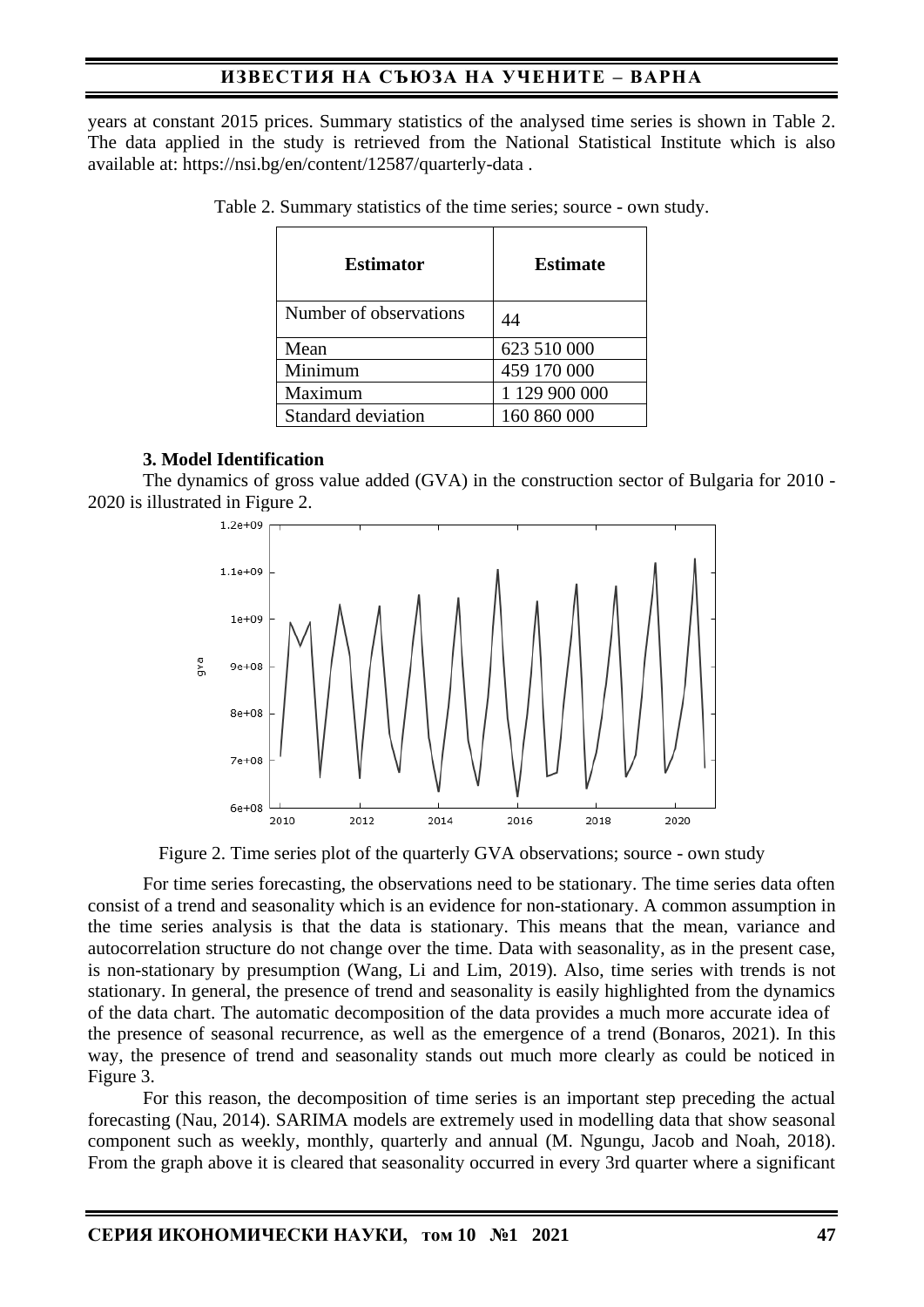years at constant 2015 prices. Summary statistics of the analysed time series is shown in Table 2. The data applied in the study is retrieved from the National Statistical Institute which is also available at: https://nsi.bg/en/content/12587/quarterly-data .

Table 2. Summary statistics of the time series; source - own study.

| Estimator | Estimate |
|---|---|
| Number of observations | 44 |
| Mean | 623 510 000 |
| Minimum | 459 170 000 |
| Maximum | 1 129 900 000 |
| Standard deviation | 160 860 000 |

### 3. Model Identification

The dynamics of gross value added (GVA) in the construction sector of Bulgaria for 2010 - 2020 is illustrated in Figure 2.

Figure 2. Time series plot of the quarterly GVA observations; source - own study

For time series forecasting, the observations need to be stationary. The time series data often consist of a trend and seasonality which is an evidence for non-stationary. A common assumption in the time series analysis is that the data is stationary. This means that the mean, variance and autocorrelation structure do not change over the time. Data with seasonality, as in the present case, is non-stationary by presumption (Wang, Li and Lim, 2019). Also, time series with trends is not stationary. In general, the presence of trend and seasonality is easily highlighted from the dynamics of the data chart. The automatic decomposition of the data provides a much more accurate idea of the presence of seasonal recurrence, as well as the emergence of a trend (Bonaros, 2021). In this way, the presence of trend and seasonality stands out much more clearly as could be noticed in Figure 3.

For this reason, the decomposition of time series is an important step preceding the actual forecasting (Nau, 2014). SARIMA models are extremely used in modelling data that show seasonal component such as weekly, monthly, quarterly and annual (M. Ngungu, Jacob and Noah, 2018). From the graph above it is cleared that seasonality occurred in every 3rd quarter where a significant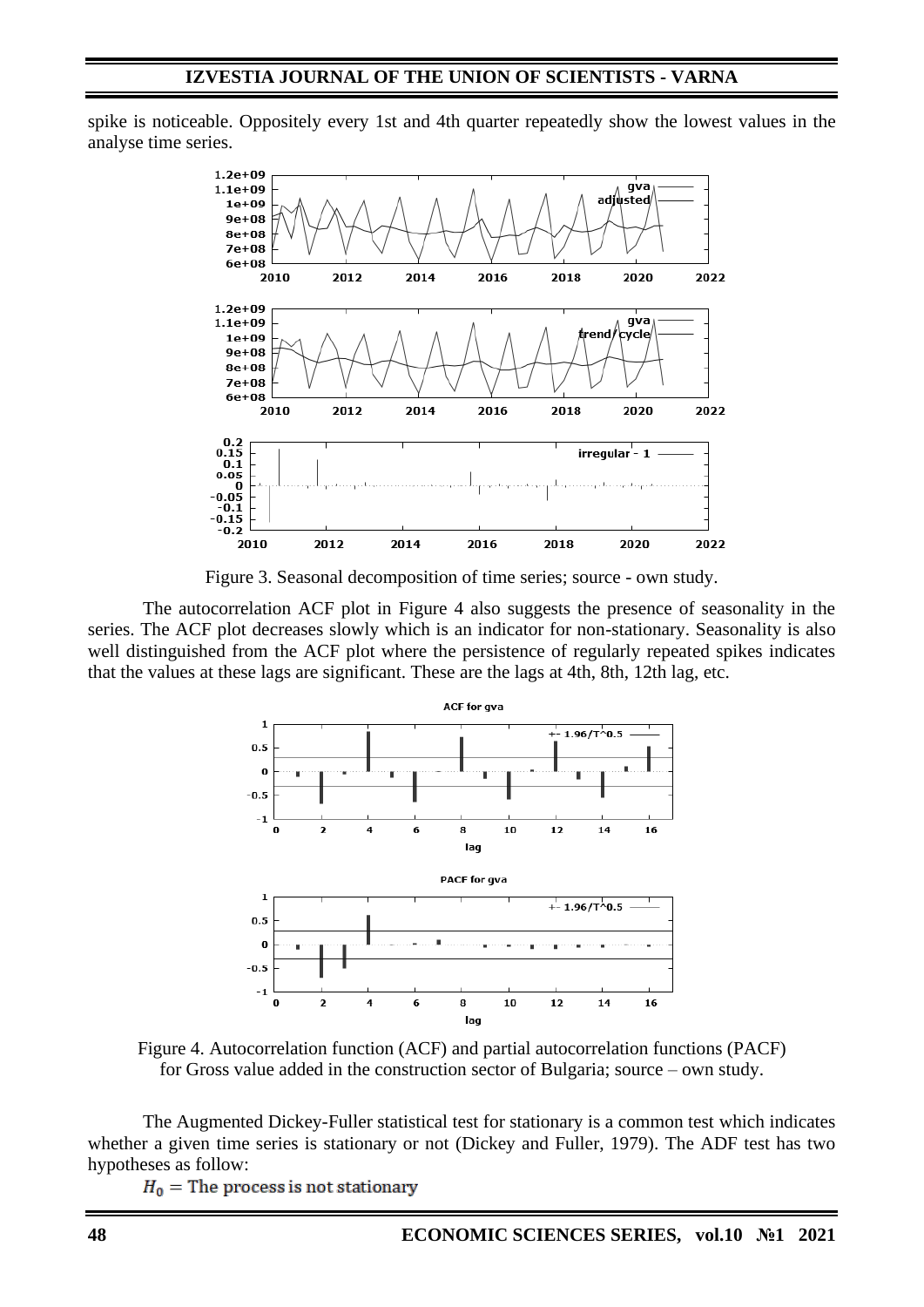spike is noticeable. Oppositely every 1st and 4th quarter repeatedly show the lowest values in the analyse time series.

Figure 3. Seasonal decomposition of time series; source - own study.

The autocorrelation ACF plot in Figure 4 also suggests the presence of seasonality in the series. The ACF plot decreases slowly which is an indicator for non-stationary. Seasonality is also well distinguished from the ACF plot where the persistence of regularly repeated spikes indicates that the values at these lags are significant. These are the lags at 4th, 8th, 12th lag, etc.

Figure 4. Autocorrelation function (ACF) and partial autocorrelation functions (PACF) for Gross value added in the construction sector of Bulgaria; source – own study.

The Augmented Dickey-Fuller statistical test for stationary is a common test which indicates whether a given time series is stationary or not (Dickey and Fuller, 1979). The ADF test has two hypotheses as follow:

$H_0 = \text{The process is not stationary}$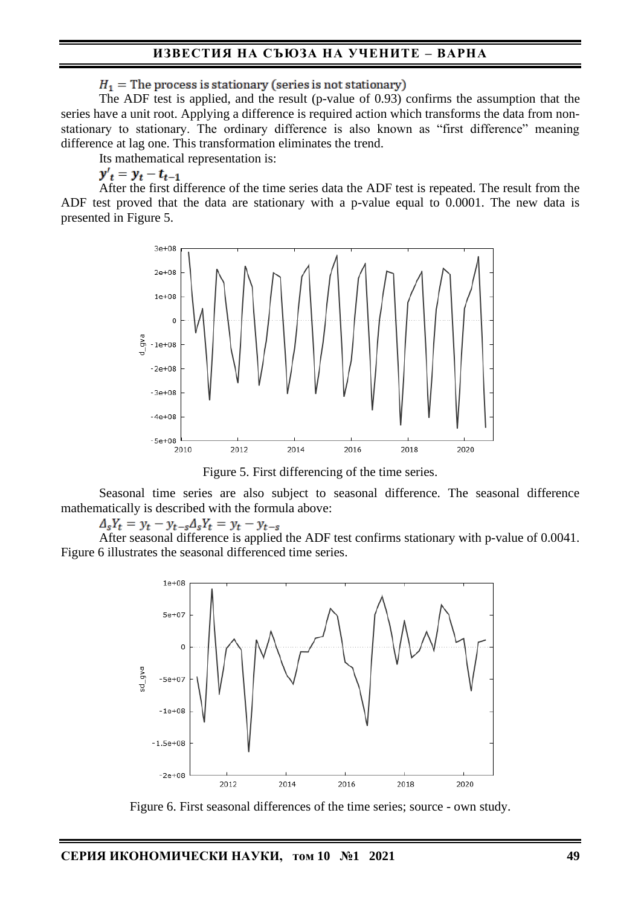$H_1 =$ The process is stationary (series is not stationary)

The ADF test is applied, and the result (p-value of 0.93) confirms the assumption that the series have a unit root. Applying a difference is required action which transforms the data from non-stationary to stationary. The ordinary difference is also known as "first difference" meaning difference at lag one. This transformation eliminates the trend.

Its mathematical representation is:

$$y'_t = y_t - t_{t-1}$$

After the first difference of the time series data the ADF test is repeated. The result from the ADF test proved that the data are stationary with a p-value equal to 0.0001. The new data is presented in Figure 5.

Figure 5. First differencing of the time series.

Seasonal time series are also subject to seasonal difference. The seasonal difference mathematically is described with the formula above:

$$\Delta_s Y_t = y_t - y_{t-s} \Delta_s Y_t = y_t - y_{t-s}$$

After seasonal difference is applied the ADF test confirms stationary with p-value of 0.0041. Figure 6 illustrates the seasonal differenced time series.

Figure 6. First seasonal differences of the time series; source - own study.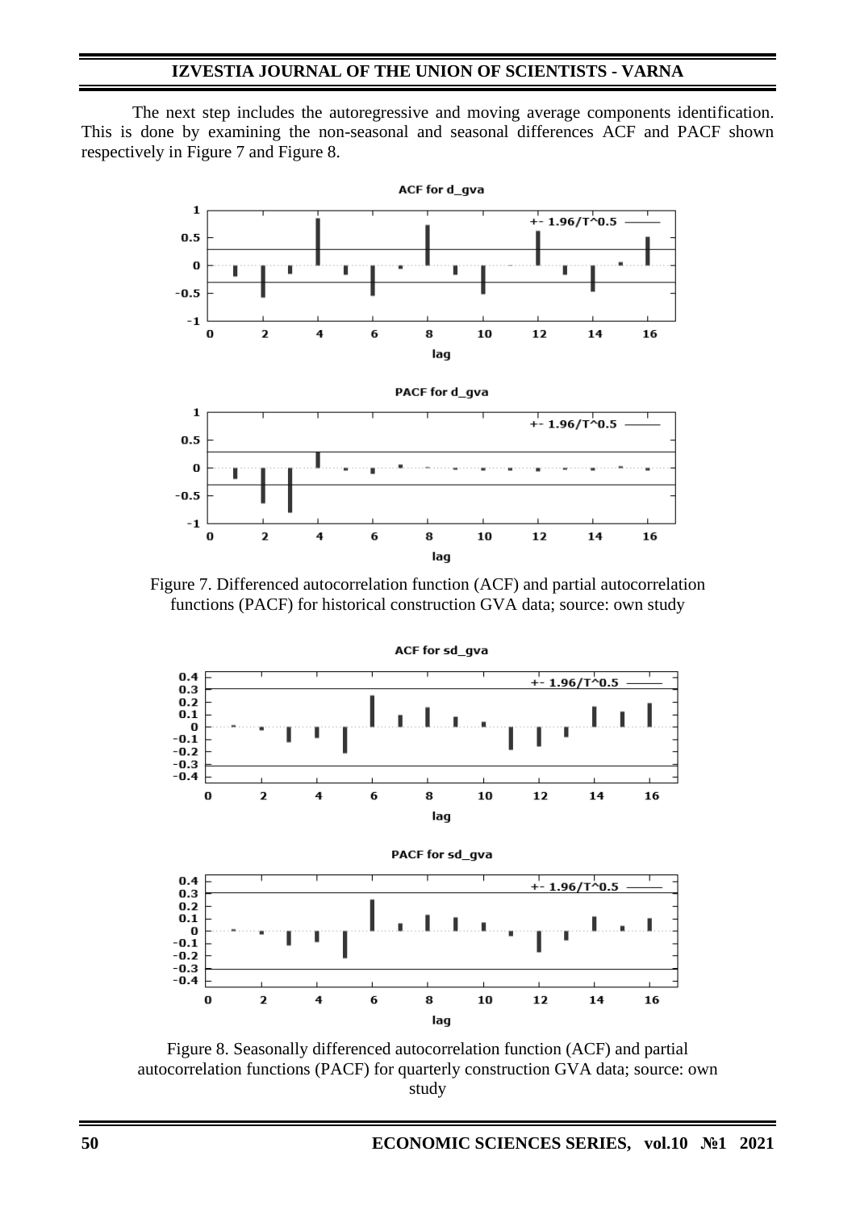The next step includes the autoregressive and moving average components identification. This is done by examining the non-seasonal and seasonal differences ACF and PACF shown respectively in Figure 7 and Figure 8.

Figure 7. Differenced autocorrelation function (ACF) and partial autocorrelation functions (PACF) for historical construction GVA data; source: own study

Figure 8. Seasonally differenced autocorrelation function (ACF) and partial autocorrelation functions (PACF) for quarterly construction GVA data; source: own study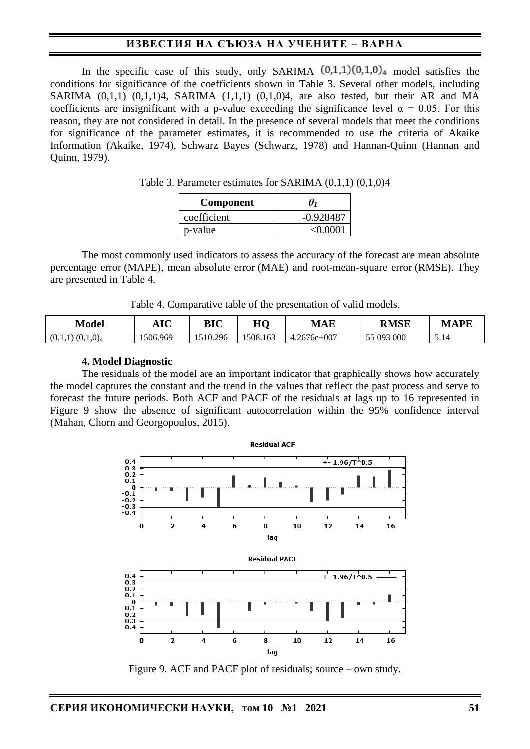In the specific case of this study, only SARIMA $(0,1,1)(0,1,0)_4$ model satisfies the conditions for significance of the coefficients shown in Table 3. Several other models, including SARIMA (0,1,1) (0,1,1)4, SARIMA (1,1,1) (0,1,0)4, are also tested, but their AR and MA coefficients are insignificant with a p-value exceeding the significance level $\alpha = 0.05$. For this reason, they are not considered in detail. In the presence of several models that meet the conditions for significance of the parameter estimates, it is recommended to use the criteria of Akaike Information (Akaike, 1974), Schwarz Bayes (Schwarz, 1978) and Hannan-Quinn (Hannan and Quinn, 1979).

Table 3. Parameter estimates for SARIMA (0,1,1) (0,1,0)4

| Component | $\theta_1$ |
|---|---|
| coefficient | -0.928487 |
| p-value | <0.0001 |

The most commonly used indicators to assess the accuracy of the forecast are mean absolute percentage error (MAPE), mean absolute error (MAE) and root-mean-square error (RMSE). They are presented in Table 4.

Table 4. Comparative table of the presentation of valid models.

| Model | AIC | BIC | HQ | MAE | RMSE | MAPE |
|---|---|---|---|---|---|---|
| $(0,1,1)\ (0,1,0)_4$ | 1506.969 | 1510.296 | 1508.163 | 4.2676e+007 | 55 093 000 | 5.14 |

**4. Model Diagnostic**

The residuals of the model are an important indicator that graphically shows how accurately the model captures the constant and the trend in the values that reflect the past process and serve to forecast the future periods. Both ACF and PACF of the residuals at lags up to 16 represented in Figure 9 show the absence of significant autocorrelation within the 95% confidence interval (Mahan, Chorn and Georgopoulos, 2015).

Figure 9. ACF and PACF plot of residuals; source – own study.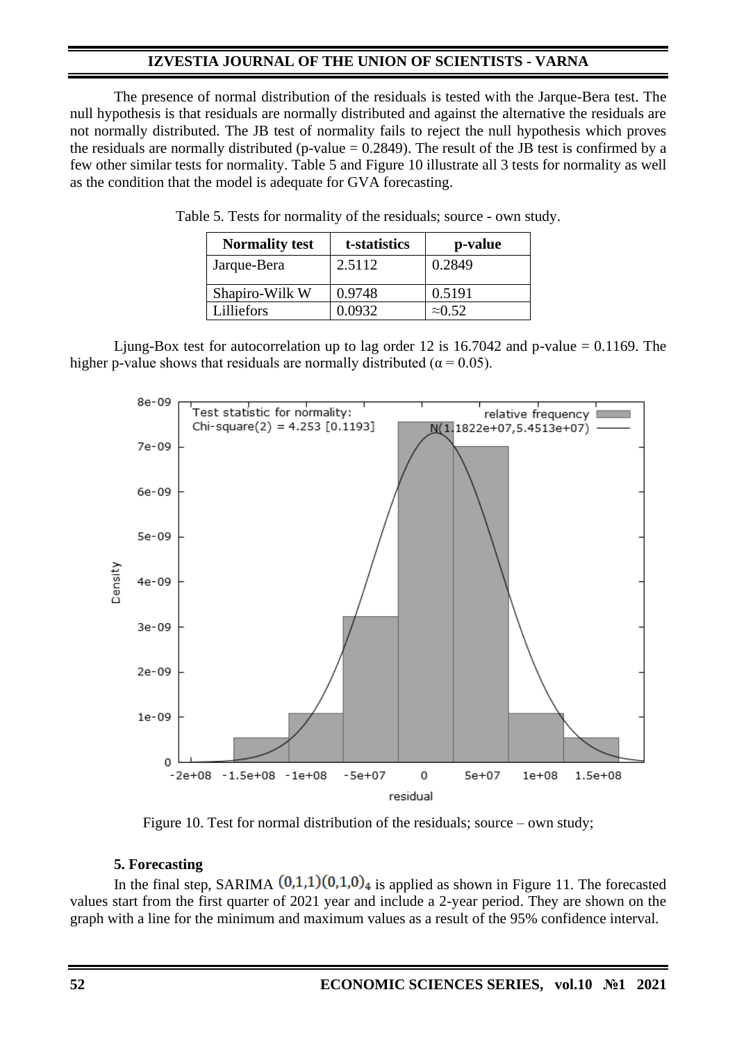The presence of normal distribution of the residuals is tested with the Jarque-Bera test. The null hypothesis is that residuals are normally distributed and against the alternative the residuals are not normally distributed. The JB test of normality fails to reject the null hypothesis which proves the residuals are normally distributed (p-value = 0.2849). The result of the JB test is confirmed by a few other similar tests for normality. Table 5 and Figure 10 illustrate all 3 tests for normality as well as the condition that the model is adequate for GVA forecasting.

Table 5. Tests for normality of the residuals; source - own study.

| Normality test | t-statistics | p-value |
|---|---|---|
| Jarque-Bera | 2.5112 | 0.2849 |
| Shapiro-Wilk W | 0.9748 | 0.5191 |
| Lilliefors | 0.0932 | ≈0.52 |

Ljung-Box test for autocorrelation up to lag order 12 is 16.7042 and p-value = 0.1169. The higher p-value shows that residuals are normally distributed ($\alpha = 0.05$).

Figure 10. Test for normal distribution of the residuals; source – own study;

**5. Forecasting**

In the final step, SARIMA $(0,1,1)(0,1,0)_4$ is applied as shown in Figure 11. The forecasted values start from the first quarter of 2021 year and include a 2-year period. They are shown on the graph with a line for the minimum and maximum values as a result of the 95% confidence interval.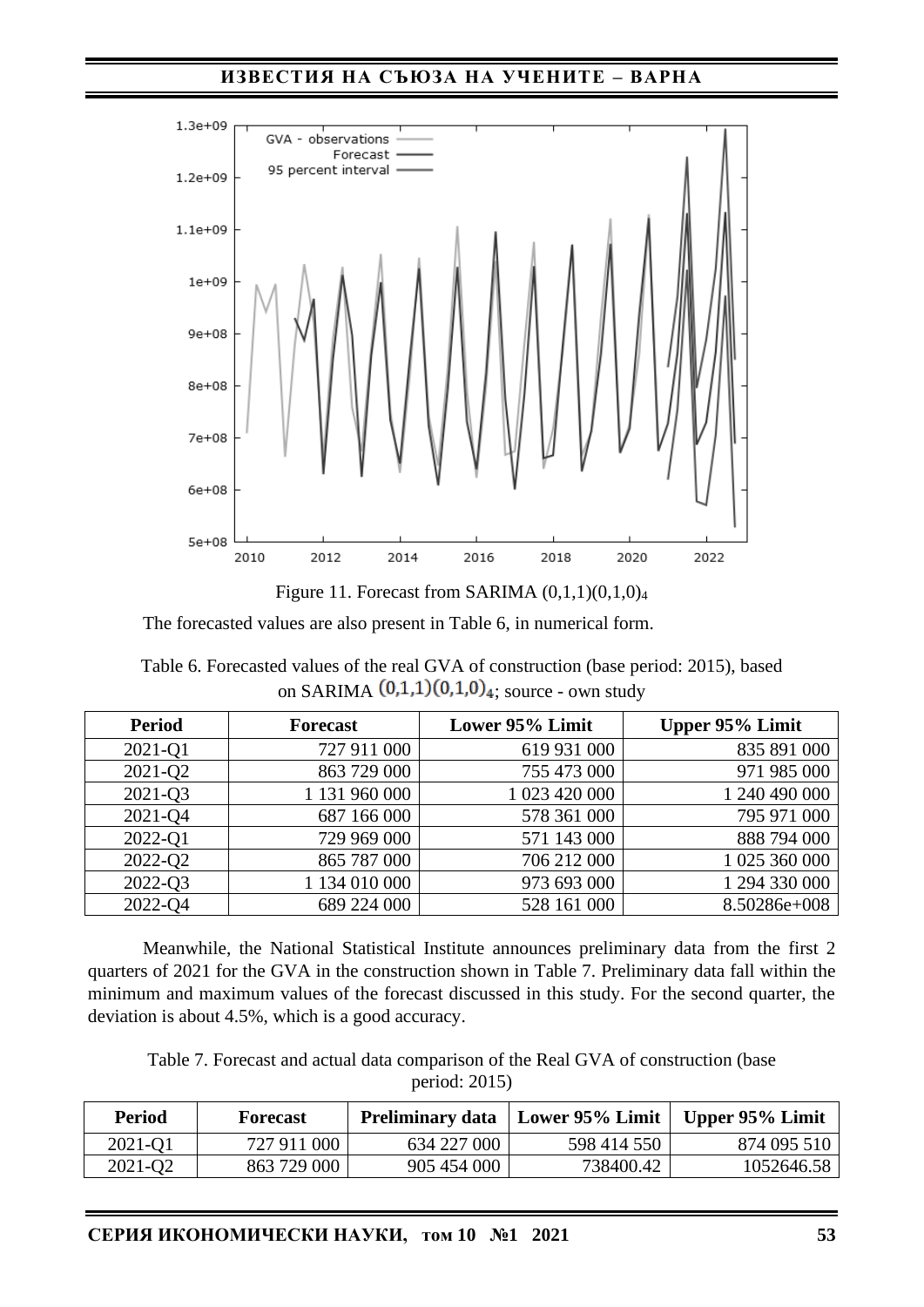Figure 11. Forecast from SARIMA $(0,1,1)(0,1,0)_4$

The forecasted values are also present in Table 6, in numerical form.

Table 6. Forecasted values of the real GVA of construction (base period: 2015), based on SARIMA $(0,1,1)(0,1,0)_4$; source - own study

| Period | Forecast | Lower 95% Limit | Upper 95% Limit |
|---|---|---|---|
| 2021-Q1 | 727 911 000 | 619 931 000 | 835 891 000 |
| 2021-Q2 | 863 729 000 | 755 473 000 | 971 985 000 |
| 2021-Q3 | 1 131 960 000 | 1 023 420 000 | 1 240 490 000 |
| 2021-Q4 | 687 166 000 | 578 361 000 | 795 971 000 |
| 2022-Q1 | 729 969 000 | 571 143 000 | 888 794 000 |
| 2022-Q2 | 865 787 000 | 706 212 000 | 1 025 360 000 |
| 2022-Q3 | 1 134 010 000 | 973 693 000 | 1 294 330 000 |
| 2022-Q4 | 689 224 000 | 528 161 000 | 8.50286e+008 |

Meanwhile, the National Statistical Institute announces preliminary data from the first 2 quarters of 2021 for the GVA in the construction shown in Table 7. Preliminary data fall within the minimum and maximum values of the forecast discussed in this study. For the second quarter, the deviation is about 4.5%, which is a good accuracy.

Table 7. Forecast and actual data comparison of the Real GVA of construction (base period: 2015)

| Period | Forecast | Preliminary data | Lower 95% Limit | Upper 95% Limit |
|---|---|---|---|---|
| 2021-Q1 | 727 911 000 | 634 227 000 | 598 414 550 | 874 095 510 |
| 2021-Q2 | 863 729 000 | 905 454 000 | 738400.42 | 1052646.58 |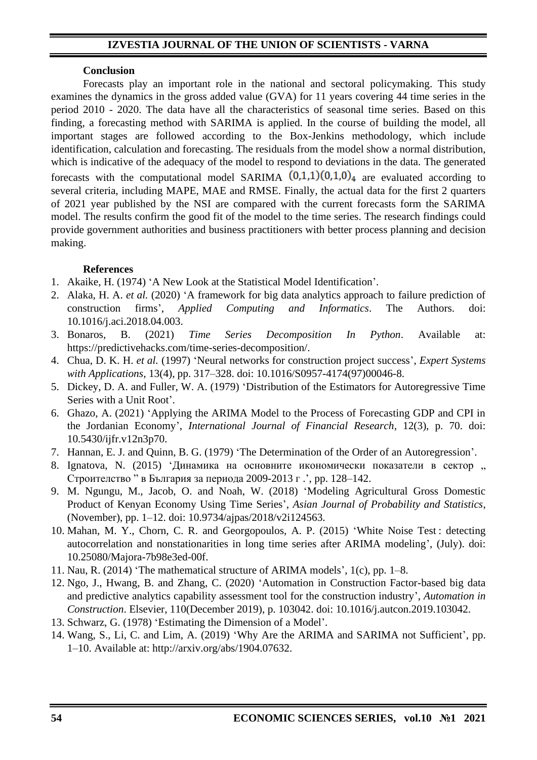### Conclusion

Forecasts play an important role in the national and sectoral policymaking. This study examines the dynamics in the gross added value (GVA) for 11 years covering 44 time series in the period 2010 - 2020. The data have all the characteristics of seasonal time series. Based on this finding, a forecasting method with SARIMA is applied. In the course of building the model, all important stages are followed according to the Box-Jenkins methodology, which include identification, calculation and forecasting. The residuals from the model show a normal distribution, which is indicative of the adequacy of the model to respond to deviations in the data. The generated forecasts with the computational model SARIMA $(0,1,1)(0,1,0)_4$ are evaluated according to several criteria, including MAPE, MAE and RMSE. Finally, the actual data for the first 2 quarters of 2021 year published by the NSI are compared with the current forecasts form the SARIMA model. The results confirm the good fit of the model to the time series. The research findings could provide government authorities and business practitioners with better process planning and decision making.

### References

1. Akaike, H. (1974) 'A New Look at the Statistical Model Identification'.
2. Alaka, H. A. *et al.* (2020) 'A framework for big data analytics approach to failure prediction of construction firms', *Applied Computing and Informatics*. The Authors. doi: 10.1016/j.aci.2018.04.003.
3. Bonaros, B. (2021) *Time Series Decomposition In Python*. Available at: https://predictivehacks.com/time-series-decomposition/.
4. Chua, D. K. H. *et al.* (1997) 'Neural networks for construction project success', *Expert Systems with Applications*, 13(4), pp. 317–328. doi: 10.1016/S0957-4174(97)00046-8.
5. Dickey, D. A. and Fuller, W. A. (1979) 'Distribution of the Estimators for Autoregressive Time Series with a Unit Root'.
6. Ghazo, A. (2021) 'Applying the ARIMA Model to the Process of Forecasting GDP and CPI in the Jordanian Economy', *International Journal of Financial Research*, 12(3), p. 70. doi: 10.5430/ijfr.v12n3p70.
7. Hannan, E. J. and Quinn, B. G. (1979) 'The Determination of the Order of an Autoregression'.
8. Ignatova, N. (2015) 'Динамика на основните икономически показатели в сектор „ Строителство " в България за периода 2009-2013 г .', pp. 128–142.
9. M. Ngungu, M., Jacob, O. and Noah, W. (2018) 'Modeling Agricultural Gross Domestic Product of Kenyan Economy Using Time Series', *Asian Journal of Probability and Statistics*, (November), pp. 1–12. doi: 10.9734/ajpas/2018/v2i124563.
10. Mahan, M. Y., Chorn, C. R. and Georgopoulos, A. P. (2015) 'White Noise Test : detecting autocorrelation and nonstationarities in long time series after ARIMA modeling', (July). doi: 10.25080/Majora-7b98e3ed-00f.
11. Nau, R. (2014) 'The mathematical structure of ARIMA models', 1(c), pp. 1–8.
12. Ngo, J., Hwang, B. and Zhang, C. (2020) 'Automation in Construction Factor-based big data and predictive analytics capability assessment tool for the construction industry', *Automation in Construction*. Elsevier, 110(December 2019), p. 103042. doi: 10.1016/j.autcon.2019.103042.
13. Schwarz, G. (1978) 'Estimating the Dimension of a Model'.
14. Wang, S., Li, C. and Lim, A. (2019) 'Why Are the ARIMA and SARIMA not Sufficient', pp. 1–10. Available at: http://arxiv.org/abs/1904.07632.